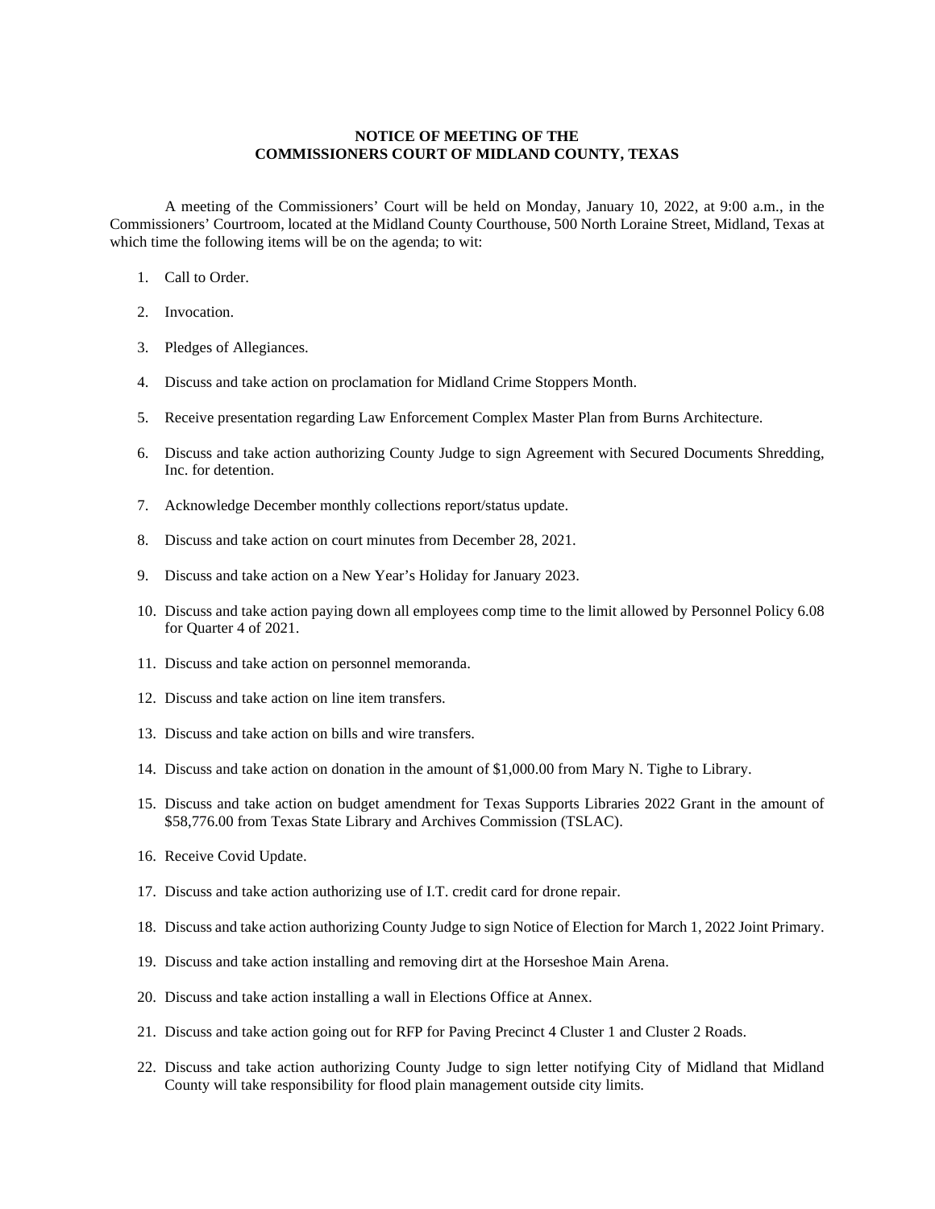**NOTICE OF MEETING OF THE**
**COMMISSIONERS COURT OF MIDLAND COUNTY, TEXAS**

A meeting of the Commissioners' Court will be held on Monday, January 10, 2022, at 9:00 a.m., in the Commissioners' Courtroom, located at the Midland County Courthouse, 500 North Loraine Street, Midland, Texas at which time the following items will be on the agenda; to wit:

1. Call to Order.
2. Invocation.
3. Pledges of Allegiances.
4. Discuss and take action on proclamation for Midland Crime Stoppers Month.
5. Receive presentation regarding Law Enforcement Complex Master Plan from Burns Architecture.
6. Discuss and take action authorizing County Judge to sign Agreement with Secured Documents Shredding, Inc. for detention.
7. Acknowledge December monthly collections report/status update.
8. Discuss and take action on court minutes from December 28, 2021.
9. Discuss and take action on a New Year's Holiday for January 2023.
10. Discuss and take action paying down all employees comp time to the limit allowed by Personnel Policy 6.08 for Quarter 4 of 2021.
11. Discuss and take action on personnel memoranda.
12. Discuss and take action on line item transfers.
13. Discuss and take action on bills and wire transfers.
14. Discuss and take action on donation in the amount of $1,000.00 from Mary N. Tighe to Library.
15. Discuss and take action on budget amendment for Texas Supports Libraries 2022 Grant in the amount of $58,776.00 from Texas State Library and Archives Commission (TSLAC).
16. Receive Covid Update.
17. Discuss and take action authorizing use of I.T. credit card for drone repair.
18. Discuss and take action authorizing County Judge to sign Notice of Election for March 1, 2022 Joint Primary.
19. Discuss and take action installing and removing dirt at the Horseshoe Main Arena.
20. Discuss and take action installing a wall in Elections Office at Annex.
21. Discuss and take action going out for RFP for Paving Precinct 4 Cluster 1 and Cluster 2 Roads.
22. Discuss and take action authorizing County Judge to sign letter notifying City of Midland that Midland County will take responsibility for flood plain management outside city limits.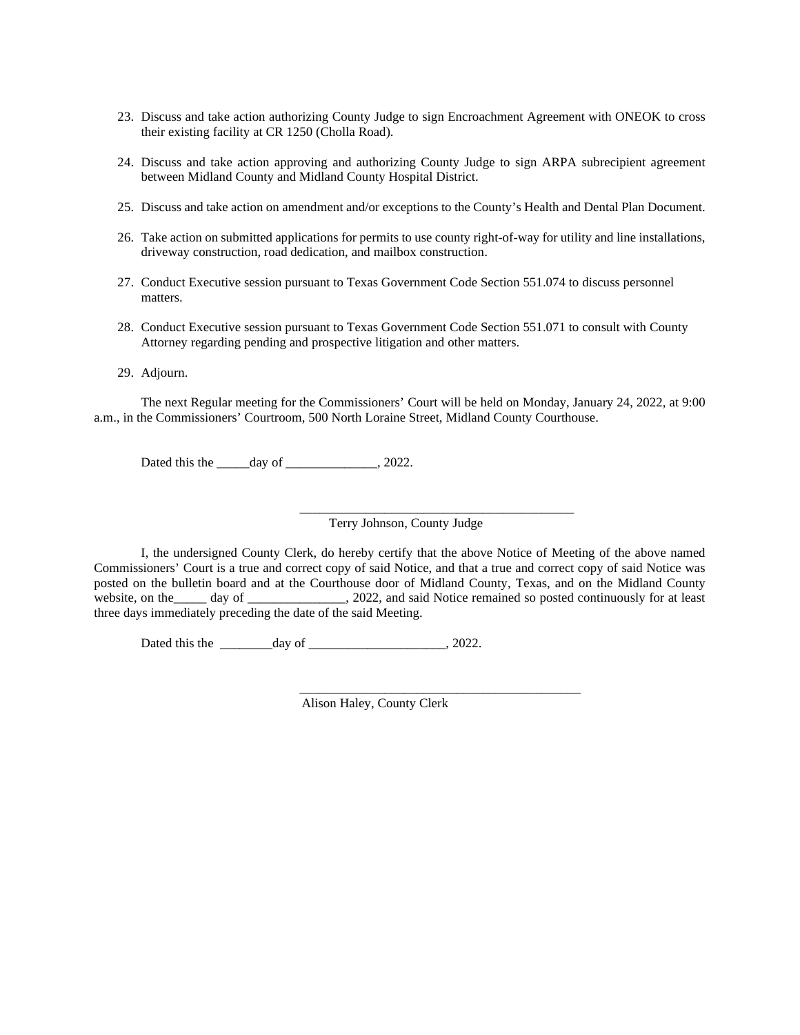23. Discuss and take action authorizing County Judge to sign Encroachment Agreement with ONEOK to cross their existing facility at CR 1250 (Cholla Road).

24. Discuss and take action approving and authorizing County Judge to sign ARPA subrecipient agreement between Midland County and Midland County Hospital District.

25. Discuss and take action on amendment and/or exceptions to the County's Health and Dental Plan Document.

26. Take action on submitted applications for permits to use county right-of-way for utility and line installations, driveway construction, road dedication, and mailbox construction.

27. Conduct Executive session pursuant to Texas Government Code Section 551.074 to discuss personnel matters.

28. Conduct Executive session pursuant to Texas Government Code Section 551.071 to consult with County Attorney regarding pending and prospective litigation and other matters.

29. Adjourn.

The next Regular meeting for the Commissioners' Court will be held on Monday, January 24, 2022, at 9:00 a.m., in the Commissioners' Courtroom, 500 North Loraine Street, Midland County Courthouse.

Dated this the _____day of ______________, 2022.

_____________________________________________
Terry Johnson, County Judge

I, the undersigned County Clerk, do hereby certify that the above Notice of Meeting of the above named Commissioners' Court is a true and correct copy of said Notice, and that a true and correct copy of said Notice was posted on the bulletin board and at the Courthouse door of Midland County, Texas, and on the Midland County website, on the_____ day of _______________, 2022, and said Notice remained so posted continuously for at least three days immediately preceding the date of the said Meeting.

Dated this the ________day of _____________________, 2022.

_____________________________________________
Alison Haley, County Clerk